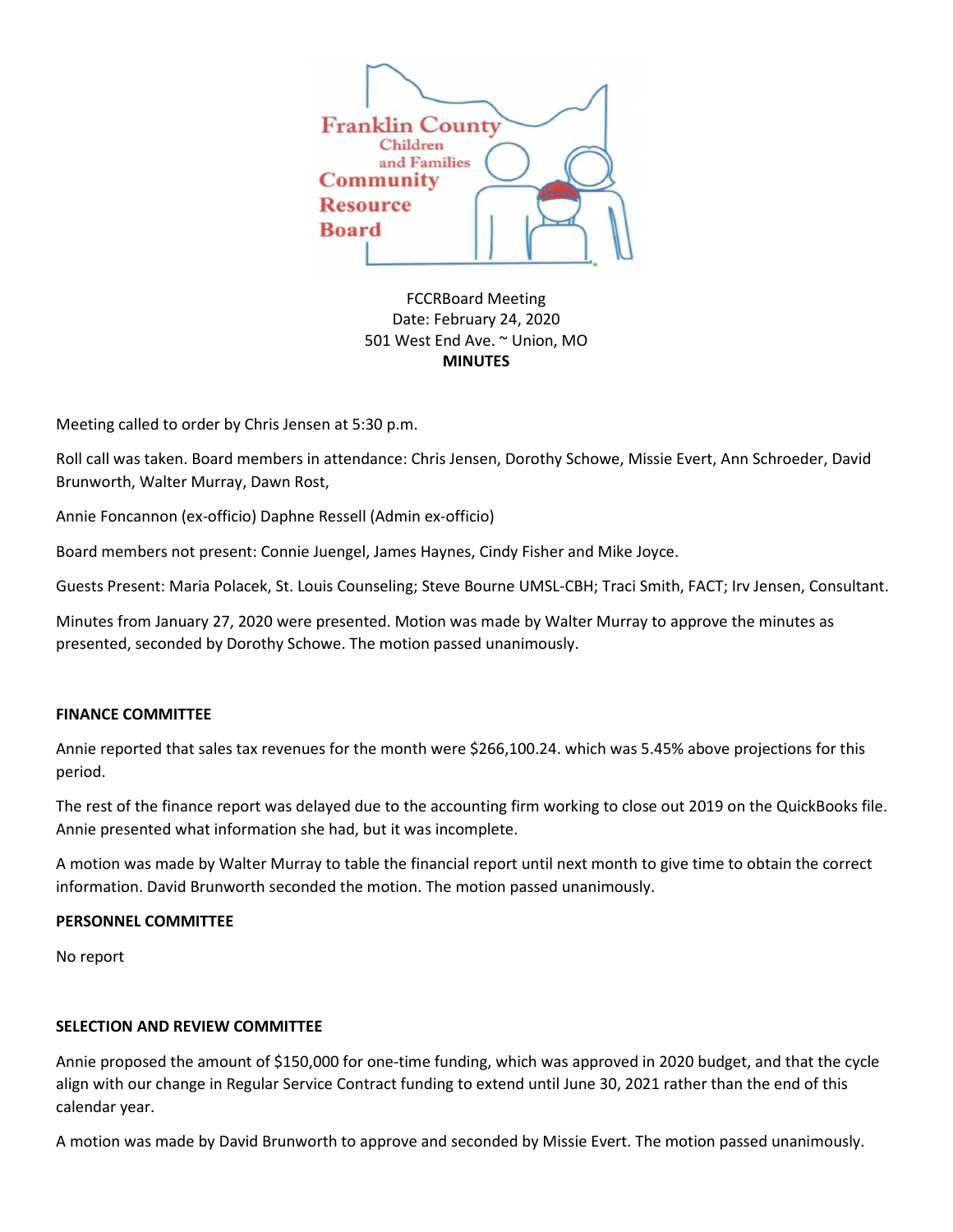Franklin County Children and Families Community Resource Board

FCCRBoard Meeting
Date: February 24, 2020
501 West End Ave. ~ Union, MO
**MINUTES**

Meeting called to order by Chris Jensen at 5:30 p.m.

Roll call was taken. Board members in attendance: Chris Jensen, Dorothy Schowe, Missie Evert, Ann Schroeder, David Brunworth, Walter Murray, Dawn Rost,

Annie Foncannon (ex-officio) Daphne Ressell (Admin ex-officio)

Board members not present: Connie Juengel, James Haynes, Cindy Fisher and Mike Joyce.

Guests Present: Maria Polacek, St. Louis Counseling; Steve Bourne UMSL-CBH; Traci Smith, FACT; Irv Jensen, Consultant.

Minutes from January 27, 2020 were presented. Motion was made by Walter Murray to approve the minutes as presented, seconded by Dorothy Schowe. The motion passed unanimously.

**FINANCE COMMITTEE**

Annie reported that sales tax revenues for the month were $266,100.24. which was 5.45% above projections for this period.

The rest of the finance report was delayed due to the accounting firm working to close out 2019 on the QuickBooks file. Annie presented what information she had, but it was incomplete.

A motion was made by Walter Murray to table the financial report until next month to give time to obtain the correct information. David Brunworth seconded the motion. The motion passed unanimously.

**PERSONNEL COMMITTEE**

No report

**SELECTION AND REVIEW COMMITTEE**

Annie proposed the amount of $150,000 for one-time funding, which was approved in 2020 budget, and that the cycle align with our change in Regular Service Contract funding to extend until June 30, 2021 rather than the end of this calendar year.

A motion was made by David Brunworth to approve and seconded by Missie Evert. The motion passed unanimously.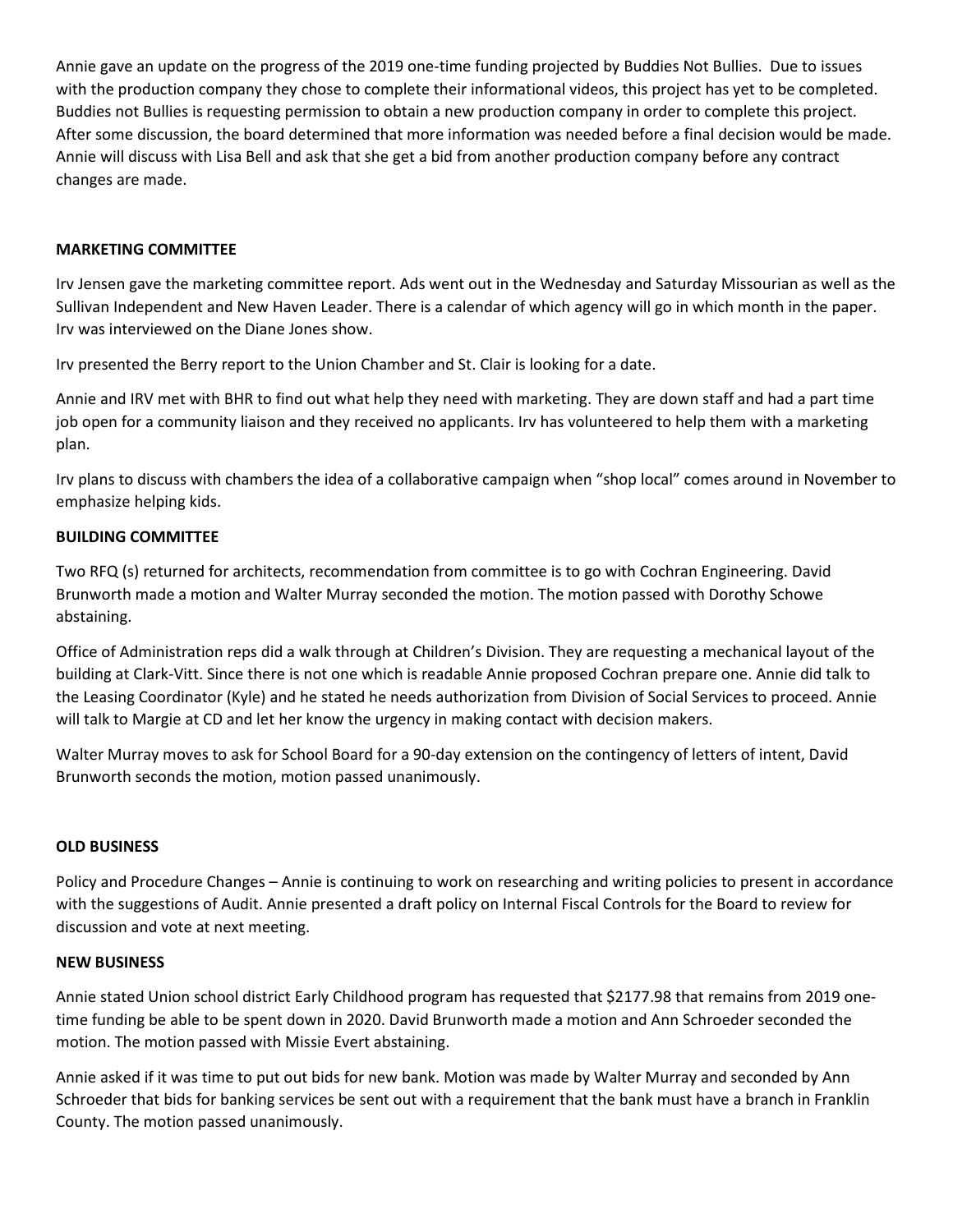Annie gave an update on the progress of the 2019 one-time funding projected by Buddies Not Bullies. Due to issues with the production company they chose to complete their informational videos, this project has yet to be completed. Buddies not Bullies is requesting permission to obtain a new production company in order to complete this project. After some discussion, the board determined that more information was needed before a final decision would be made. Annie will discuss with Lisa Bell and ask that she get a bid from another production company before any contract changes are made.

**MARKETING COMMITTEE**

Irv Jensen gave the marketing committee report. Ads went out in the Wednesday and Saturday Missourian as well as the Sullivan Independent and New Haven Leader. There is a calendar of which agency will go in which month in the paper. Irv was interviewed on the Diane Jones show.

Irv presented the Berry report to the Union Chamber and St. Clair is looking for a date.

Annie and IRV met with BHR to find out what help they need with marketing. They are down staff and had a part time job open for a community liaison and they received no applicants. Irv has volunteered to help them with a marketing plan.

Irv plans to discuss with chambers the idea of a collaborative campaign when "shop local" comes around in November to emphasize helping kids.

**BUILDING COMMITTEE**

Two RFQ (s) returned for architects, recommendation from committee is to go with Cochran Engineering. David Brunworth made a motion and Walter Murray seconded the motion. The motion passed with Dorothy Schowe abstaining.

Office of Administration reps did a walk through at Children's Division. They are requesting a mechanical layout of the building at Clark-Vitt. Since there is not one which is readable Annie proposed Cochran prepare one. Annie did talk to the Leasing Coordinator (Kyle) and he stated he needs authorization from Division of Social Services to proceed. Annie will talk to Margie at CD and let her know the urgency in making contact with decision makers.

Walter Murray moves to ask for School Board for a 90-day extension on the contingency of letters of intent, David Brunworth seconds the motion, motion passed unanimously.

**OLD BUSINESS**

Policy and Procedure Changes – Annie is continuing to work on researching and writing policies to present in accordance with the suggestions of Audit. Annie presented a draft policy on Internal Fiscal Controls for the Board to review for discussion and vote at next meeting.

**NEW BUSINESS**

Annie stated Union school district Early Childhood program has requested that $2177.98 that remains from 2019 one-time funding be able to be spent down in 2020. David Brunworth made a motion and Ann Schroeder seconded the motion. The motion passed with Missie Evert abstaining.

Annie asked if it was time to put out bids for new bank. Motion was made by Walter Murray and seconded by Ann Schroeder that bids for banking services be sent out with a requirement that the bank must have a branch in Franklin County. The motion passed unanimously.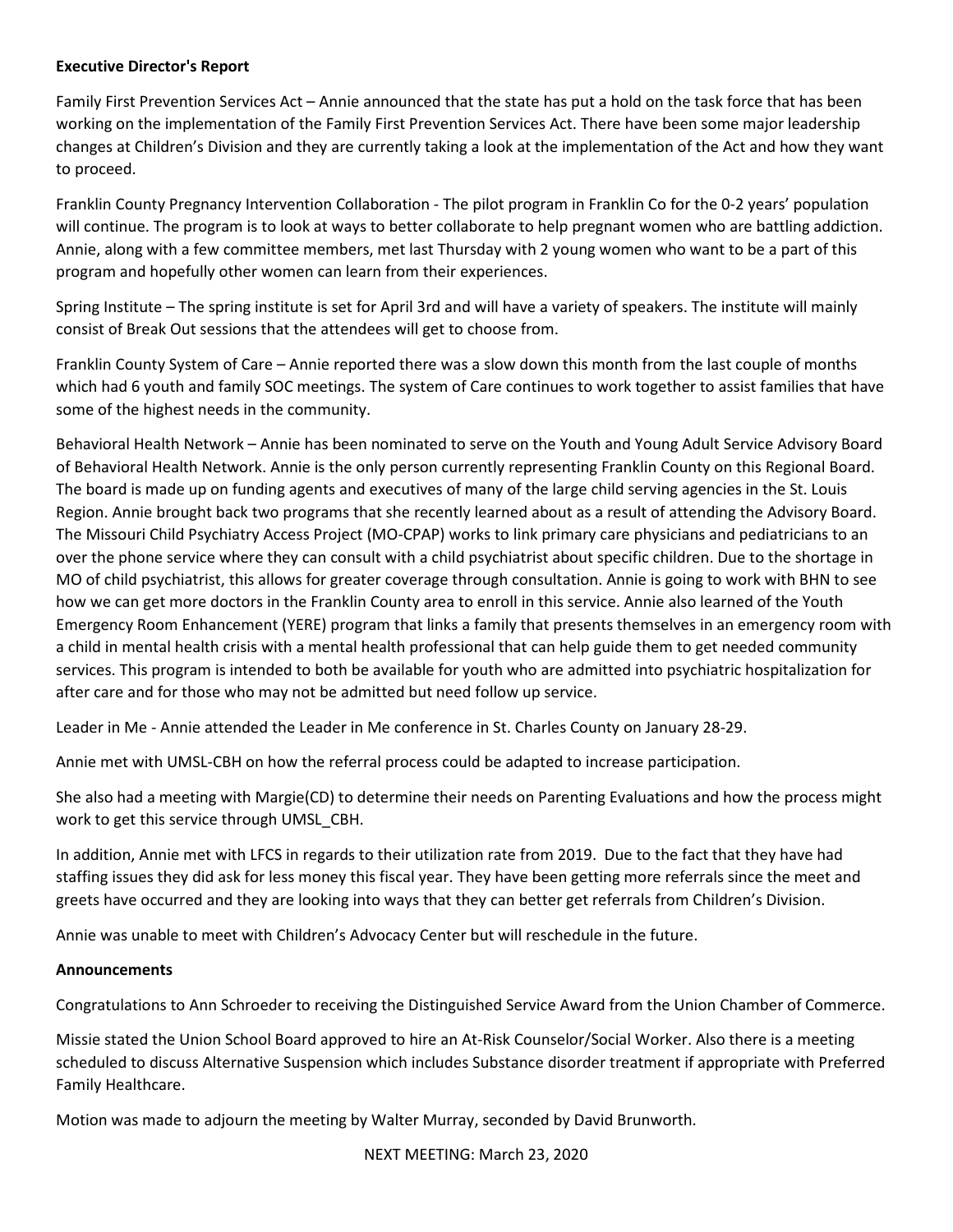**Executive Director's Report**

Family First Prevention Services Act – Annie announced that the state has put a hold on the task force that has been working on the implementation of the Family First Prevention Services Act. There have been some major leadership changes at Children's Division and they are currently taking a look at the implementation of the Act and how they want to proceed.

Franklin County Pregnancy Intervention Collaboration - The pilot program in Franklin Co for the 0-2 years' population will continue. The program is to look at ways to better collaborate to help pregnant women who are battling addiction. Annie, along with a few committee members, met last Thursday with 2 young women who want to be a part of this program and hopefully other women can learn from their experiences.

Spring Institute – The spring institute is set for April 3rd and will have a variety of speakers. The institute will mainly consist of Break Out sessions that the attendees will get to choose from.

Franklin County System of Care – Annie reported there was a slow down this month from the last couple of months which had 6 youth and family SOC meetings. The system of Care continues to work together to assist families that have some of the highest needs in the community.

Behavioral Health Network – Annie has been nominated to serve on the Youth and Young Adult Service Advisory Board of Behavioral Health Network. Annie is the only person currently representing Franklin County on this Regional Board. The board is made up on funding agents and executives of many of the large child serving agencies in the St. Louis Region. Annie brought back two programs that she recently learned about as a result of attending the Advisory Board. The Missouri Child Psychiatry Access Project (MO-CPAP) works to link primary care physicians and pediatricians to an over the phone service where they can consult with a child psychiatrist about specific children. Due to the shortage in MO of child psychiatrist, this allows for greater coverage through consultation. Annie is going to work with BHN to see how we can get more doctors in the Franklin County area to enroll in this service. Annie also learned of the Youth Emergency Room Enhancement (YERE) program that links a family that presents themselves in an emergency room with a child in mental health crisis with a mental health professional that can help guide them to get needed community services. This program is intended to both be available for youth who are admitted into psychiatric hospitalization for after care and for those who may not be admitted but need follow up service.

Leader in Me - Annie attended the Leader in Me conference in St. Charles County on January 28-29.

Annie met with UMSL-CBH on how the referral process could be adapted to increase participation.

She also had a meeting with Margie(CD) to determine their needs on Parenting Evaluations and how the process might work to get this service through UMSL_CBH.

In addition, Annie met with LFCS in regards to their utilization rate from 2019. Due to the fact that they have had staffing issues they did ask for less money this fiscal year. They have been getting more referrals since the meet and greets have occurred and they are looking into ways that they can better get referrals from Children's Division.

Annie was unable to meet with Children's Advocacy Center but will reschedule in the future.

**Announcements**

Congratulations to Ann Schroeder to receiving the Distinguished Service Award from the Union Chamber of Commerce.

Missie stated the Union School Board approved to hire an At-Risk Counselor/Social Worker. Also there is a meeting scheduled to discuss Alternative Suspension which includes Substance disorder treatment if appropriate with Preferred Family Healthcare.

Motion was made to adjourn the meeting by Walter Murray, seconded by David Brunworth.

NEXT MEETING: March 23, 2020